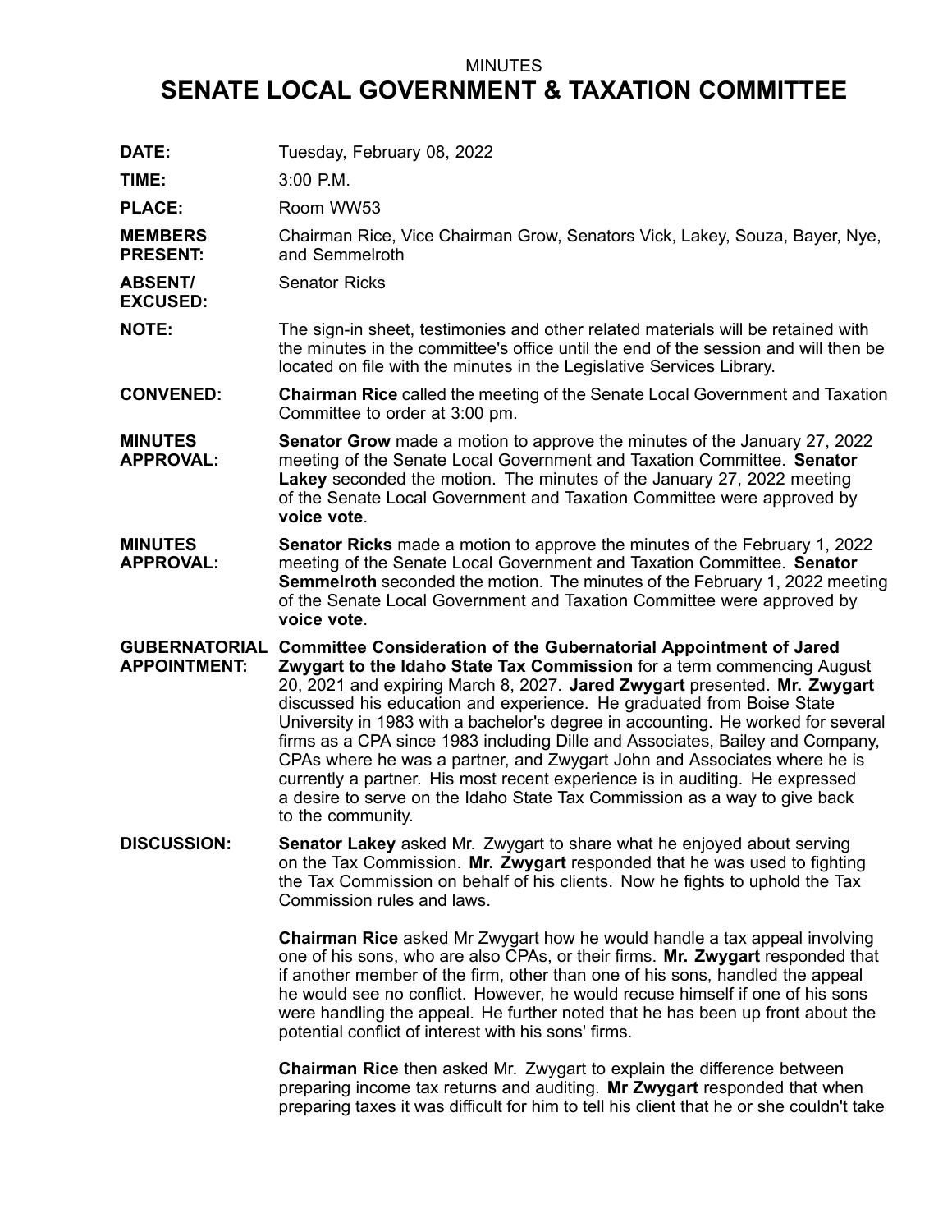MINUTES

# SENATE LOCAL GOVERNMENT & TAXATION COMMITTEE

**DATE:** Tuesday, February 08, 2022

**TIME:** 3:00 P.M.

**PLACE:** Room WW53

**MEMBERS PRESENT:** Chairman Rice, Vice Chairman Grow, Senators Vick, Lakey, Souza, Bayer, Nye, and Semmelroth

**ABSENT/ EXCUSED:** Senator Ricks

**NOTE:** The sign-in sheet, testimonies and other related materials will be retained with the minutes in the committee's office until the end of the session and will then be located on file with the minutes in the Legislative Services Library.

**CONVENED:** **Chairman Rice** called the meeting of the Senate Local Government and Taxation Committee to order at 3:00 pm.

**MINUTES APPROVAL:** **Senator Grow** made a motion to approve the minutes of the January 27, 2022 meeting of the Senate Local Government and Taxation Committee. **Senator Lakey** seconded the motion. The minutes of the January 27, 2022 meeting of the Senate Local Government and Taxation Committee were approved by **voice vote**.

**MINUTES APPROVAL:** **Senator Ricks** made a motion to approve the minutes of the February 1, 2022 meeting of the Senate Local Government and Taxation Committee. **Senator Semmelroth** seconded the motion. The minutes of the February 1, 2022 meeting of the Senate Local Government and Taxation Committee were approved by **voice vote**.

**GUBERNATORIAL APPOINTMENT:** **Committee Consideration of the Gubernatorial Appointment of Jared Zwygart to the Idaho State Tax Commission** for a term commencing August 20, 2021 and expiring March 8, 2027. **Jared Zwygart** presented. **Mr. Zwygart** discussed his education and experience. He graduated from Boise State University in 1983 with a bachelor's degree in accounting. He worked for several firms as a CPA since 1983 including Dille and Associates, Bailey and Company, CPAs where he was a partner, and Zwygart John and Associates where he is currently a partner. His most recent experience is in auditing. He expressed a desire to serve on the Idaho State Tax Commission as a way to give back to the community.

**DISCUSSION:** **Senator Lakey** asked Mr. Zwygart to share what he enjoyed about serving on the Tax Commission. **Mr. Zwygart** responded that he was used to fighting the Tax Commission on behalf of his clients. Now he fights to uphold the Tax Commission rules and laws.

**Chairman Rice** asked Mr Zwygart how he would handle a tax appeal involving one of his sons, who are also CPAs, or their firms. **Mr. Zwygart** responded that if another member of the firm, other than one of his sons, handled the appeal he would see no conflict. However, he would recuse himself if one of his sons were handling the appeal. He further noted that he has been up front about the potential conflict of interest with his sons' firms.

**Chairman Rice** then asked Mr. Zwygart to explain the difference between preparing income tax returns and auditing. **Mr Zwygart** responded that when preparing taxes it was difficult for him to tell his client that he or she couldn't take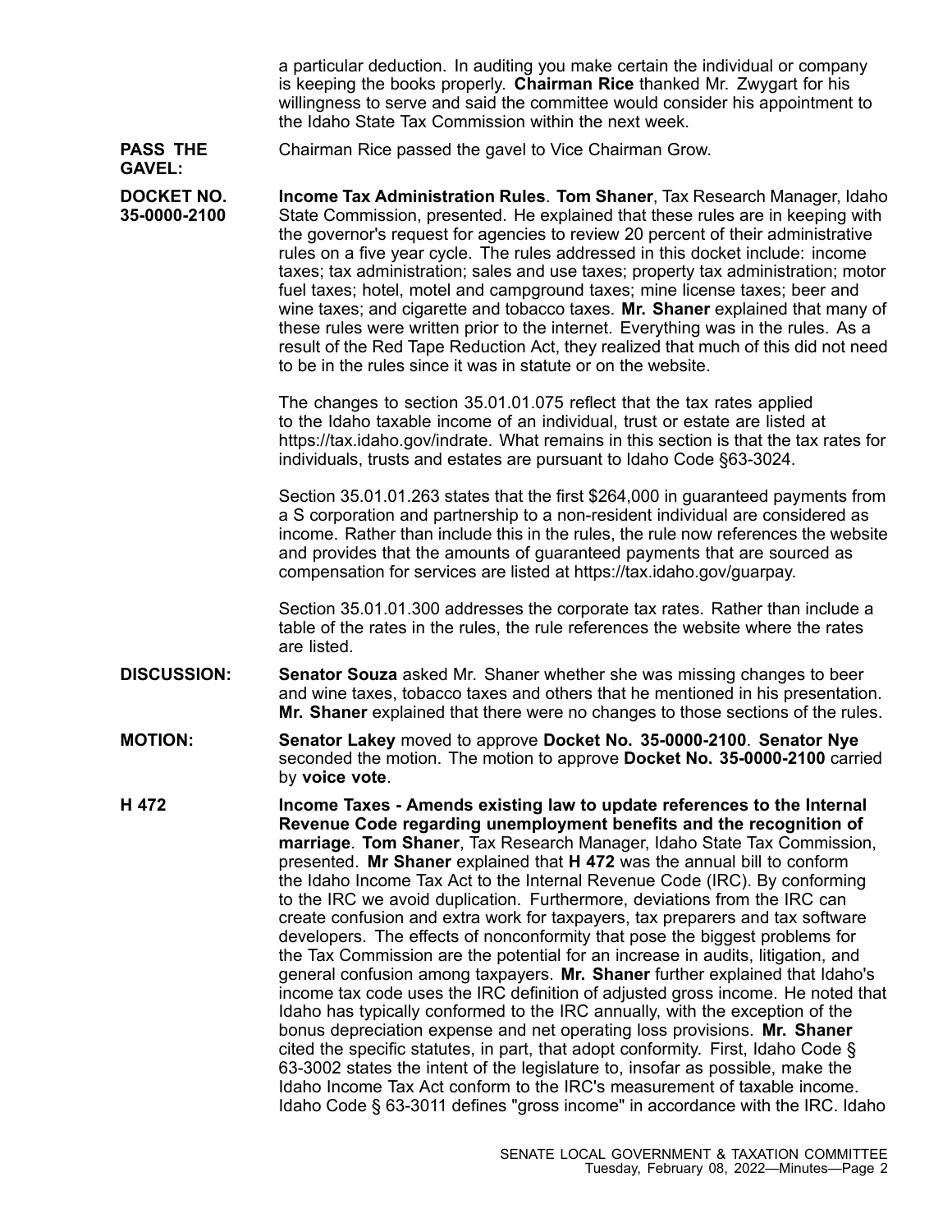a particular deduction. In auditing you make certain the individual or company is keeping the books properly. **Chairman Rice** thanked Mr. Zwygart for his willingness to serve and said the committee would consider his appointment to the Idaho State Tax Commission within the next week.

**PASS THE GAVEL:** Chairman Rice passed the gavel to Vice Chairman Grow.

**DOCKET NO. 35-0000-2100** **Income Tax Administration Rules**. **Tom Shaner**, Tax Research Manager, Idaho State Commission, presented. He explained that these rules are in keeping with the governor's request for agencies to review 20 percent of their administrative rules on a five year cycle. The rules addressed in this docket include: income taxes; tax administration; sales and use taxes; property tax administration; motor fuel taxes; hotel, motel and campground taxes; mine license taxes; beer and wine taxes; and cigarette and tobacco taxes. **Mr. Shaner** explained that many of these rules were written prior to the internet. Everything was in the rules. As a result of the Red Tape Reduction Act, they realized that much of this did not need to be in the rules since it was in statute or on the website.

The changes to section 35.01.01.075 reflect that the tax rates applied to the Idaho taxable income of an individual, trust or estate are listed at https://tax.idaho.gov/indrate. What remains in this section is that the tax rates for individuals, trusts and estates are pursuant to Idaho Code §63-3024.

Section 35.01.01.263 states that the first $264,000 in guaranteed payments from a S corporation and partnership to a non-resident individual are considered as income. Rather than include this in the rules, the rule now references the website and provides that the amounts of guaranteed payments that are sourced as compensation for services are listed at https://tax.idaho.gov/guarpay.

Section 35.01.01.300 addresses the corporate tax rates. Rather than include a table of the rates in the rules, the rule references the website where the rates are listed.

**DISCUSSION:** **Senator Souza** asked Mr. Shaner whether she was missing changes to beer and wine taxes, tobacco taxes and others that he mentioned in his presentation. **Mr. Shaner** explained that there were no changes to those sections of the rules.

**MOTION:** **Senator Lakey** moved to approve **Docket No. 35-0000-2100**. **Senator Nye** seconded the motion. The motion to approve **Docket No. 35-0000-2100** carried by **voice vote**.

**H 472** **Income Taxes - Amends existing law to update references to the Internal Revenue Code regarding unemployment benefits and the recognition of marriage**. **Tom Shaner**, Tax Research Manager, Idaho State Tax Commission, presented. **Mr Shaner** explained that **H 472** was the annual bill to conform the Idaho Income Tax Act to the Internal Revenue Code (IRC). By conforming to the IRC we avoid duplication. Furthermore, deviations from the IRC can create confusion and extra work for taxpayers, tax preparers and tax software developers. The effects of nonconformity that pose the biggest problems for the Tax Commission are the potential for an increase in audits, litigation, and general confusion among taxpayers. **Mr. Shaner** further explained that Idaho's income tax code uses the IRC definition of adjusted gross income. He noted that Idaho has typically conformed to the IRC annually, with the exception of the bonus depreciation expense and net operating loss provisions. **Mr. Shaner** cited the specific statutes, in part, that adopt conformity. First, Idaho Code § 63-3002 states the intent of the legislature to, insofar as possible, make the Idaho Income Tax Act conform to the IRC's measurement of taxable income. Idaho Code § 63-3011 defines "gross income" in accordance with the IRC. Idaho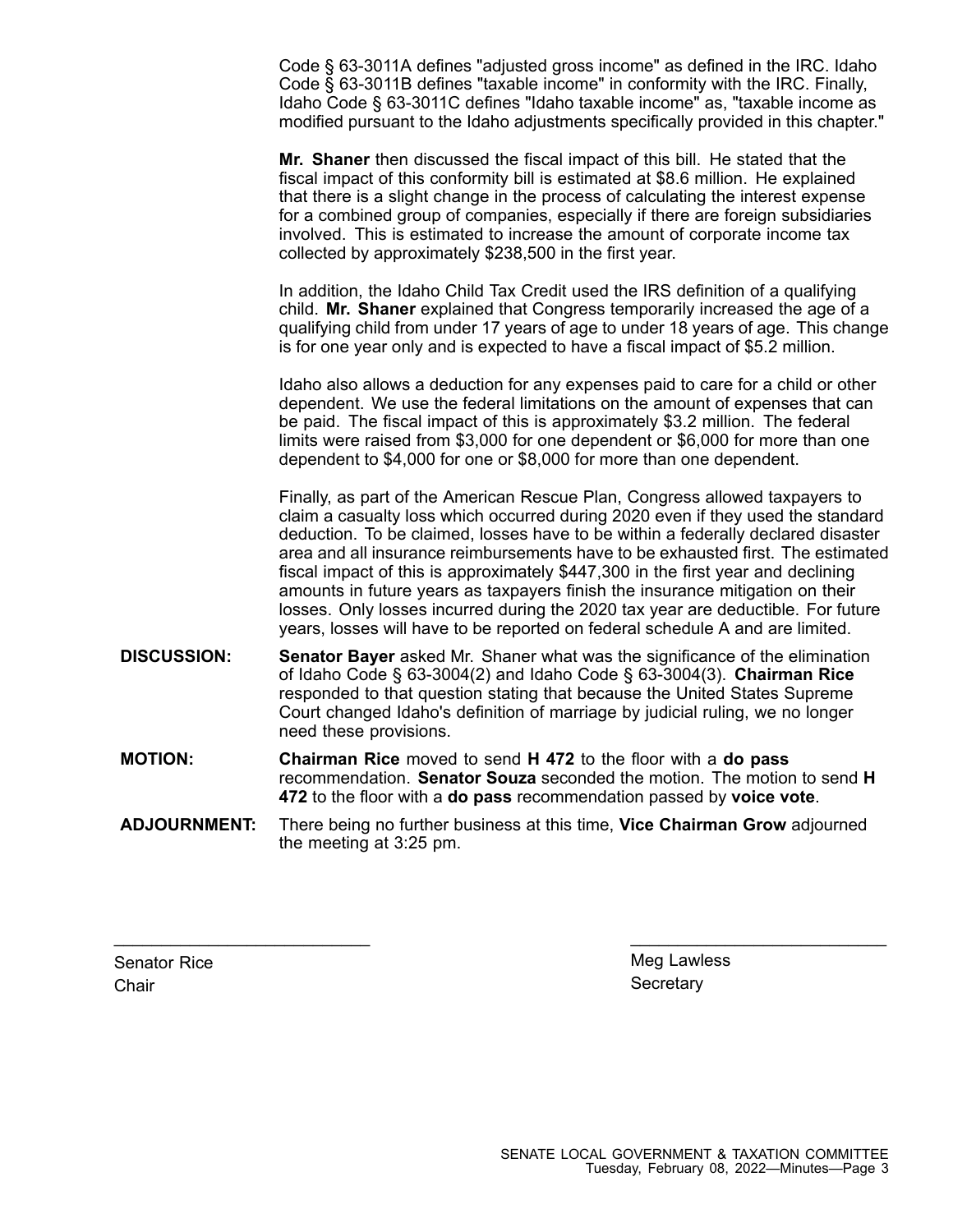Code § 63-3011A defines "adjusted gross income" as defined in the IRC. Idaho Code § 63-3011B defines "taxable income" in conformity with the IRC. Finally, Idaho Code § 63-3011C defines "Idaho taxable income" as, "taxable income as modified pursuant to the Idaho adjustments specifically provided in this chapter."

**Mr. Shaner** then discussed the fiscal impact of this bill. He stated that the fiscal impact of this conformity bill is estimated at $8.6 million. He explained that there is a slight change in the process of calculating the interest expense for a combined group of companies, especially if there are foreign subsidiaries involved. This is estimated to increase the amount of corporate income tax collected by approximately $238,500 in the first year.

In addition, the Idaho Child Tax Credit used the IRS definition of a qualifying child. **Mr. Shaner** explained that Congress temporarily increased the age of a qualifying child from under 17 years of age to under 18 years of age. This change is for one year only and is expected to have a fiscal impact of $5.2 million.

Idaho also allows a deduction for any expenses paid to care for a child or other dependent. We use the federal limitations on the amount of expenses that can be paid. The fiscal impact of this is approximately $3.2 million. The federal limits were raised from $3,000 for one dependent or $6,000 for more than one dependent to $4,000 for one or $8,000 for more than one dependent.

Finally, as part of the American Rescue Plan, Congress allowed taxpayers to claim a casualty loss which occurred during 2020 even if they used the standard deduction. To be claimed, losses have to be within a federally declared disaster area and all insurance reimbursements have to be exhausted first. The estimated fiscal impact of this is approximately $447,300 in the first year and declining amounts in future years as taxpayers finish the insurance mitigation on their losses. Only losses incurred during the 2020 tax year are deductible. For future years, losses will have to be reported on federal schedule A and are limited.

**DISCUSSION:** **Senator Bayer** asked Mr. Shaner what was the significance of the elimination of Idaho Code § 63-3004(2) and Idaho Code § 63-3004(3). **Chairman Rice** responded to that question stating that because the United States Supreme Court changed Idaho's definition of marriage by judicial ruling, we no longer need these provisions.

**MOTION:** **Chairman Rice** moved to send **H 472** to the floor with a **do pass** recommendation. **Senator Souza** seconded the motion. The motion to send **H 472** to the floor with a **do pass** recommendation passed by **voice vote**.

**ADJOURNMENT:** There being no further business at this time, **Vice Chairman Grow** adjourned the meeting at 3:25 pm.

___________________________

Senator Rice
Chair

___________________________

Meg Lawless
Secretary